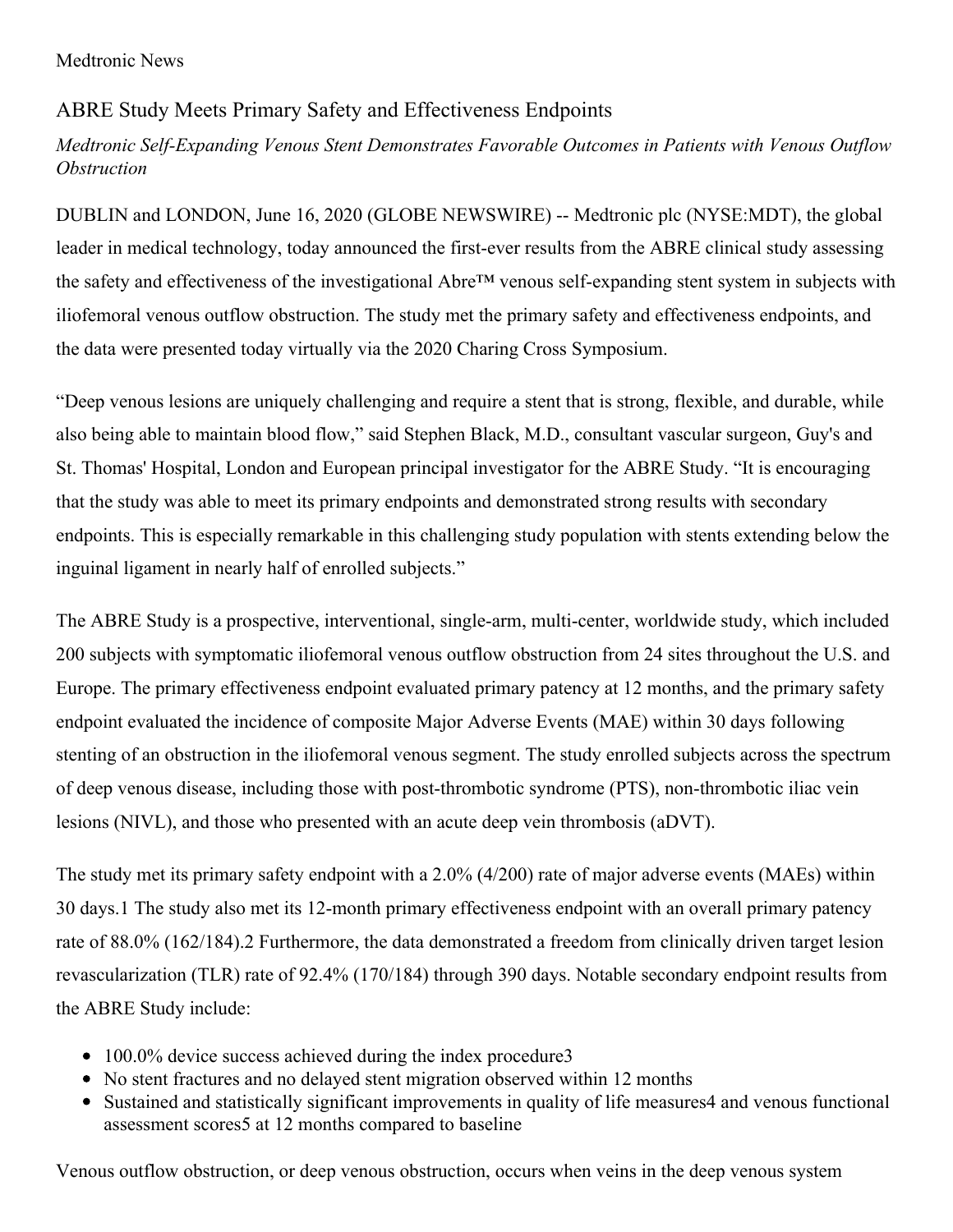Medtronic News

# ABRE Study Meets Primary Safety and Effectiveness Endpoints

*Medtronic Self-Expanding Venous Stent Demonstrates Favorable Outcomes in Patients with Venous Outflow Obstruction*

DUBLIN and LONDON, June 16, 2020 (GLOBE NEWSWIRE) -- Medtronic plc (NYSE:MDT), the global leader in medical technology, today announced the first-ever results from the ABRE clinical study assessing the safety and effectiveness of the investigational Abre™ venous self-expanding stent system in subjects with iliofemoral venous outflow obstruction. The study met the primary safety and effectiveness endpoints, and the data were presented today virtually via the 2020 Charing Cross Symposium.

"Deep venous lesions are uniquely challenging and require a stent that is strong, flexible, and durable, while also being able to maintain blood flow," said Stephen Black, M.D., consultant vascular surgeon, Guy's and St. Thomas' Hospital, London and European principal investigator for the ABRE Study. "It is encouraging that the study was able to meet its primary endpoints and demonstrated strong results with secondary endpoints. This is especially remarkable in this challenging study population with stents extending below the inguinal ligament in nearly half of enrolled subjects."

The ABRE Study is a prospective, interventional, single-arm, multi-center, worldwide study, which included 200 subjects with symptomatic iliofemoral venous outflow obstruction from 24 sites throughout the U.S. and Europe. The primary effectiveness endpoint evaluated primary patency at 12 months, and the primary safety endpoint evaluated the incidence of composite Major Adverse Events (MAE) within 30 days following stenting of an obstruction in the iliofemoral venous segment. The study enrolled subjects across the spectrum of deep venous disease, including those with post-thrombotic syndrome (PTS), non-thrombotic iliac vein lesions (NIVL), and those who presented with an acute deep vein thrombosis (aDVT).

The study met its primary safety endpoint with a 2.0% (4/200) rate of major adverse events (MAEs) within 30 days.[1] The study also met its 12-month primary effectiveness endpoint with an overall primary patency rate of 88.0% (162/184).[2] Furthermore, the data demonstrated a freedom from clinically driven target lesion revascularization (TLR) rate of 92.4% (170/184) through 390 days. Notable secondary endpoint results from the ABRE Study include:

- 100.0% device success achieved during the index procedure[3]
- No stent fractures and no delayed stent migration observed within 12 months
- Sustained and statistically significant improvements in quality of life measures[4] and venous functional assessment scores[5] at 12 months compared to baseline

Venous outflow obstruction, or deep venous obstruction, occurs when veins in the deep venous system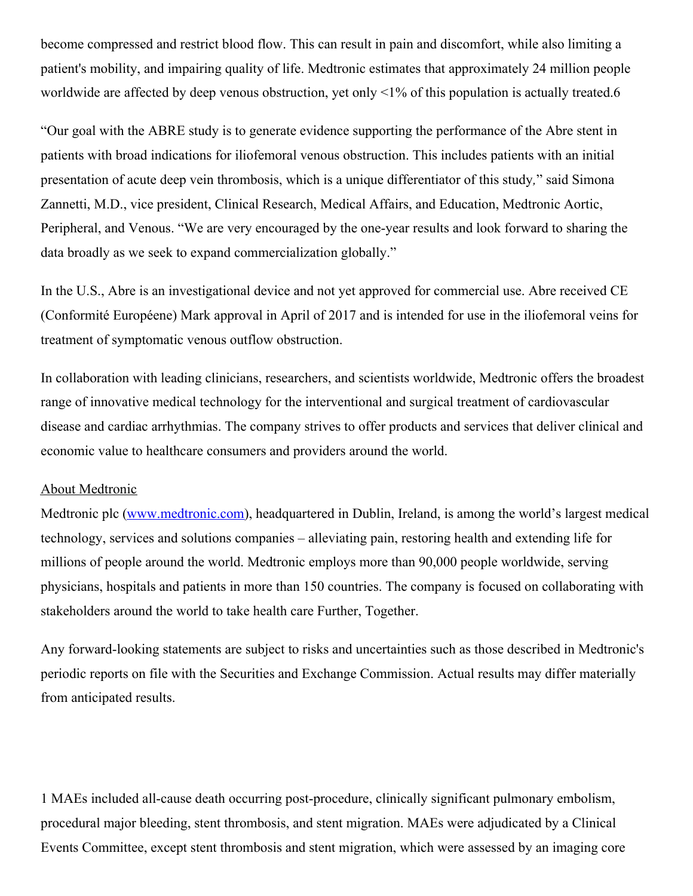become compressed and restrict blood flow. This can result in pain and discomfort, while also limiting a patient's mobility, and impairing quality of life. Medtronic estimates that approximately 24 million people worldwide are affected by deep venous obstruction, yet only <1% of this population is actually treated.[6]

"Our goal with the ABRE study is to generate evidence supporting the performance of the Abre stent in patients with broad indications for iliofemoral venous obstruction. This includes patients with an initial presentation of acute deep vein thrombosis, which is a unique differentiator of this study," said Simona Zannetti, M.D., vice president, Clinical Research, Medical Affairs, and Education, Medtronic Aortic, Peripheral, and Venous. "We are very encouraged by the one-year results and look forward to sharing the data broadly as we seek to expand commercialization globally."

In the U.S., Abre is an investigational device and not yet approved for commercial use. Abre received CE (Conformité Européene) Mark approval in April of 2017 and is intended for use in the iliofemoral veins for treatment of symptomatic venous outflow obstruction.

In collaboration with leading clinicians, researchers, and scientists worldwide, Medtronic offers the broadest range of innovative medical technology for the interventional and surgical treatment of cardiovascular disease and cardiac arrhythmias. The company strives to offer products and services that deliver clinical and economic value to healthcare consumers and providers around the world.

About Medtronic

Medtronic plc ([www.medtronic.com](http://www.medtronic.com)), headquartered in Dublin, Ireland, is among the world's largest medical technology, services and solutions companies – alleviating pain, restoring health and extending life for millions of people around the world. Medtronic employs more than 90,000 people worldwide, serving physicians, hospitals and patients in more than 150 countries. The company is focused on collaborating with stakeholders around the world to take health care Further, Together.

Any forward-looking statements are subject to risks and uncertainties such as those described in Medtronic's periodic reports on file with the Securities and Exchange Commission. Actual results may differ materially from anticipated results.

1 MAEs included all-cause death occurring post-procedure, clinically significant pulmonary embolism, procedural major bleeding, stent thrombosis, and stent migration. MAEs were adjudicated by a Clinical Events Committee, except stent thrombosis and stent migration, which were assessed by an imaging core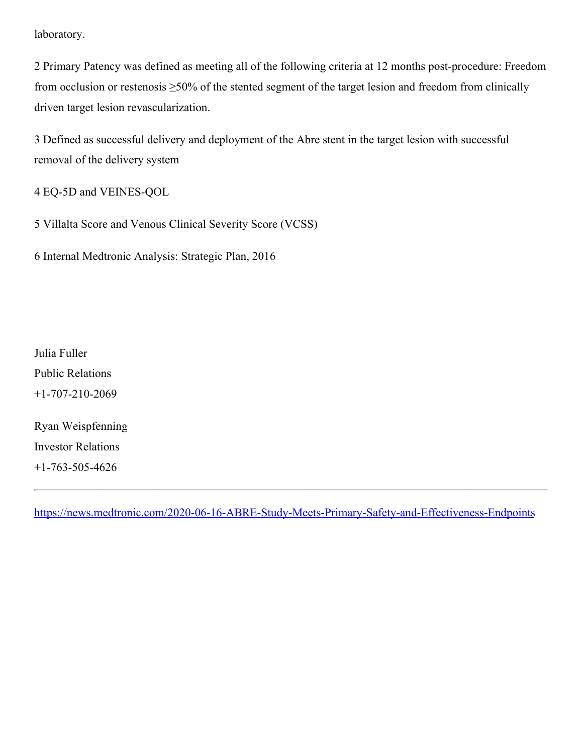laboratory.

2 Primary Patency was defined as meeting all of the following criteria at 12 months post-procedure: Freedom from occlusion or restenosis ≥50% of the stented segment of the target lesion and freedom from clinically driven target lesion revascularization.

3 Defined as successful delivery and deployment of the Abre stent in the target lesion with successful removal of the delivery system

4 EQ-5D and VEINES-QOL

5 Villalta Score and Venous Clinical Severity Score (VCSS)

6 Internal Medtronic Analysis: Strategic Plan, 2016

Julia Fuller
Public Relations
+1-707-210-2069

Ryan Weispfenning
Investor Relations
+1-763-505-4626

---

https://news.medtronic.com/2020-06-16-ABRE-Study-Meets-Primary-Safety-and-Effectiveness-Endpoints